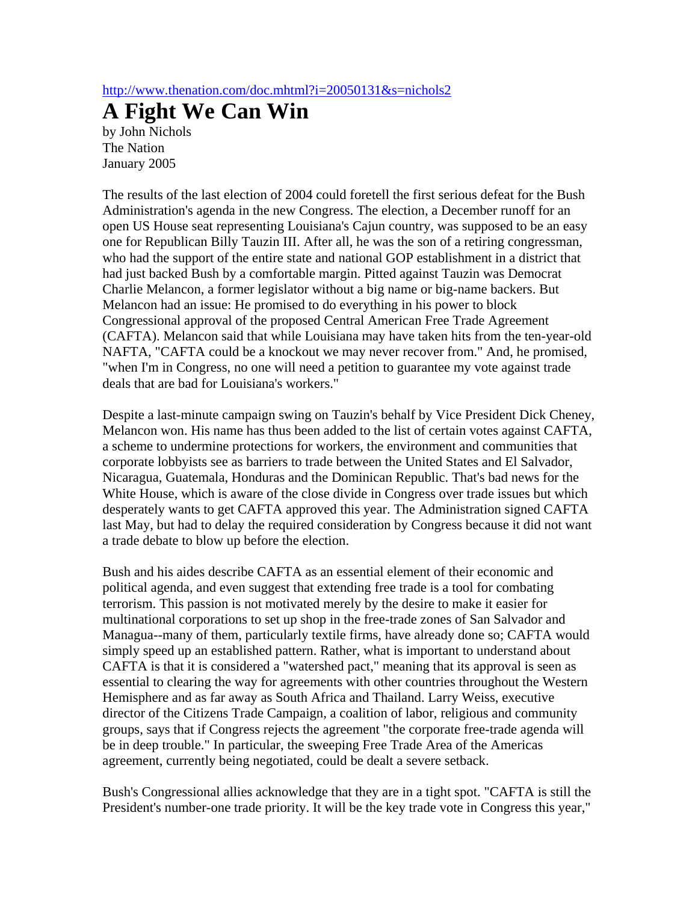http://www.thenation.com/doc.mhtml?i=20050131&s=nichols2

# A Fight We Can Win

by John Nichols
The Nation
January 2005

The results of the last election of 2004 could foretell the first serious defeat for the Bush Administration's agenda in the new Congress. The election, a December runoff for an open US House seat representing Louisiana's Cajun country, was supposed to be an easy one for Republican Billy Tauzin III. After all, he was the son of a retiring congressman, who had the support of the entire state and national GOP establishment in a district that had just backed Bush by a comfortable margin. Pitted against Tauzin was Democrat Charlie Melancon, a former legislator without a big name or big-name backers. But Melancon had an issue: He promised to do everything in his power to block Congressional approval of the proposed Central American Free Trade Agreement (CAFTA). Melancon said that while Louisiana may have taken hits from the ten-year-old NAFTA, "CAFTA could be a knockout we may never recover from." And, he promised, "when I'm in Congress, no one will need a petition to guarantee my vote against trade deals that are bad for Louisiana's workers."

Despite a last-minute campaign swing on Tauzin's behalf by Vice President Dick Cheney, Melancon won. His name has thus been added to the list of certain votes against CAFTA, a scheme to undermine protections for workers, the environment and communities that corporate lobbyists see as barriers to trade between the United States and El Salvador, Nicaragua, Guatemala, Honduras and the Dominican Republic. That's bad news for the White House, which is aware of the close divide in Congress over trade issues but which desperately wants to get CAFTA approved this year. The Administration signed CAFTA last May, but had to delay the required consideration by Congress because it did not want a trade debate to blow up before the election.

Bush and his aides describe CAFTA as an essential element of their economic and political agenda, and even suggest that extending free trade is a tool for combating terrorism. This passion is not motivated merely by the desire to make it easier for multinational corporations to set up shop in the free-trade zones of San Salvador and Managua--many of them, particularly textile firms, have already done so; CAFTA would simply speed up an established pattern. Rather, what is important to understand about CAFTA is that it is considered a "watershed pact," meaning that its approval is seen as essential to clearing the way for agreements with other countries throughout the Western Hemisphere and as far away as South Africa and Thailand. Larry Weiss, executive director of the Citizens Trade Campaign, a coalition of labor, religious and community groups, says that if Congress rejects the agreement "the corporate free-trade agenda will be in deep trouble." In particular, the sweeping Free Trade Area of the Americas agreement, currently being negotiated, could be dealt a severe setback.

Bush's Congressional allies acknowledge that they are in a tight spot. "CAFTA is still the President's number-one trade priority. It will be the key trade vote in Congress this year,"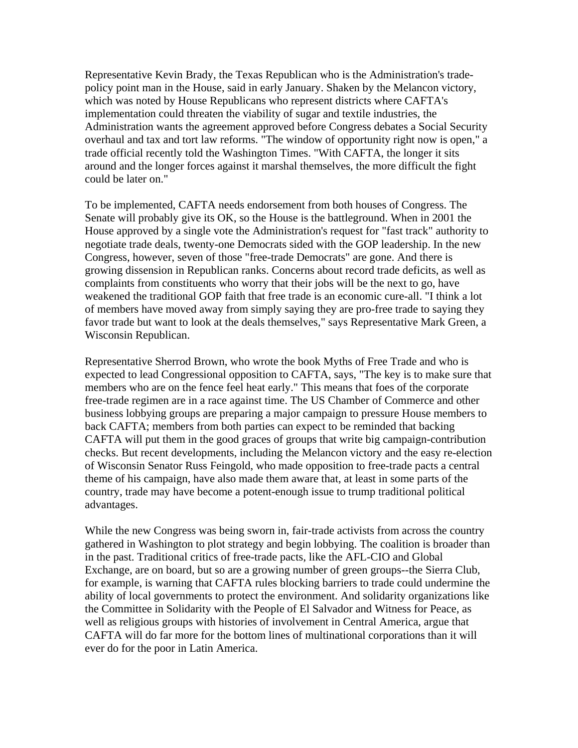Representative Kevin Brady, the Texas Republican who is the Administration's trade-policy point man in the House, said in early January. Shaken by the Melancon victory, which was noted by House Republicans who represent districts where CAFTA's implementation could threaten the viability of sugar and textile industries, the Administration wants the agreement approved before Congress debates a Social Security overhaul and tax and tort law reforms. "The window of opportunity right now is open," a trade official recently told the Washington Times. "With CAFTA, the longer it sits around and the longer forces against it marshal themselves, the more difficult the fight could be later on."

To be implemented, CAFTA needs endorsement from both houses of Congress. The Senate will probably give its OK, so the House is the battleground. When in 2001 the House approved by a single vote the Administration's request for "fast track" authority to negotiate trade deals, twenty-one Democrats sided with the GOP leadership. In the new Congress, however, seven of those "free-trade Democrats" are gone. And there is growing dissension in Republican ranks. Concerns about record trade deficits, as well as complaints from constituents who worry that their jobs will be the next to go, have weakened the traditional GOP faith that free trade is an economic cure-all. "I think a lot of members have moved away from simply saying they are pro-free trade to saying they favor trade but want to look at the deals themselves," says Representative Mark Green, a Wisconsin Republican.

Representative Sherrod Brown, who wrote the book Myths of Free Trade and who is expected to lead Congressional opposition to CAFTA, says, "The key is to make sure that members who are on the fence feel heat early." This means that foes of the corporate free-trade regimen are in a race against time. The US Chamber of Commerce and other business lobbying groups are preparing a major campaign to pressure House members to back CAFTA; members from both parties can expect to be reminded that backing CAFTA will put them in the good graces of groups that write big campaign-contribution checks. But recent developments, including the Melancon victory and the easy re-election of Wisconsin Senator Russ Feingold, who made opposition to free-trade pacts a central theme of his campaign, have also made them aware that, at least in some parts of the country, trade may have become a potent-enough issue to trump traditional political advantages.

While the new Congress was being sworn in, fair-trade activists from across the country gathered in Washington to plot strategy and begin lobbying. The coalition is broader than in the past. Traditional critics of free-trade pacts, like the AFL-CIO and Global Exchange, are on board, but so are a growing number of green groups--the Sierra Club, for example, is warning that CAFTA rules blocking barriers to trade could undermine the ability of local governments to protect the environment. And solidarity organizations like the Committee in Solidarity with the People of El Salvador and Witness for Peace, as well as religious groups with histories of involvement in Central America, argue that CAFTA will do far more for the bottom lines of multinational corporations than it will ever do for the poor in Latin America.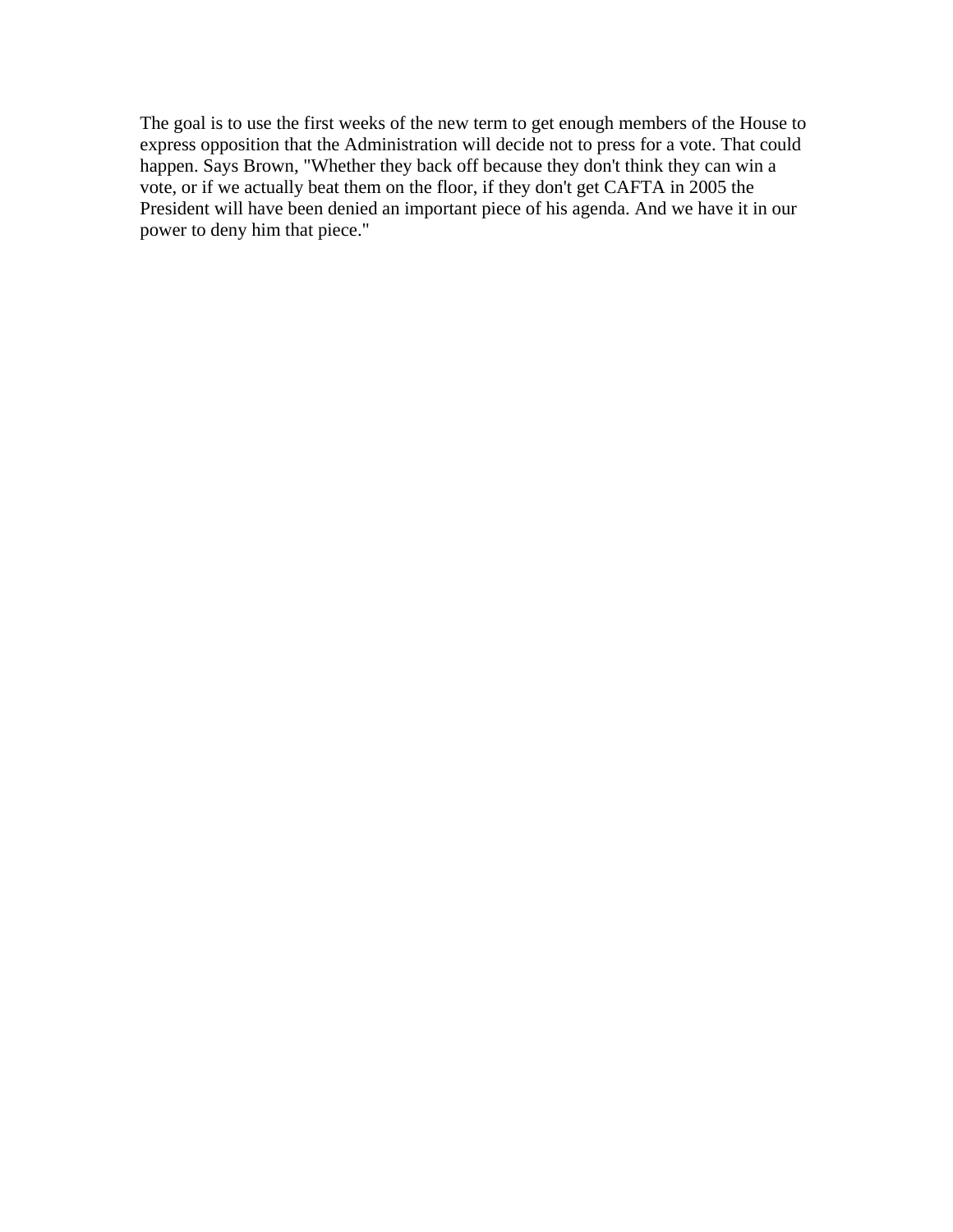The goal is to use the first weeks of the new term to get enough members of the House to express opposition that the Administration will decide not to press for a vote. That could happen. Says Brown, "Whether they back off because they don't think they can win a vote, or if we actually beat them on the floor, if they don't get CAFTA in 2005 the President will have been denied an important piece of his agenda. And we have it in our power to deny him that piece."